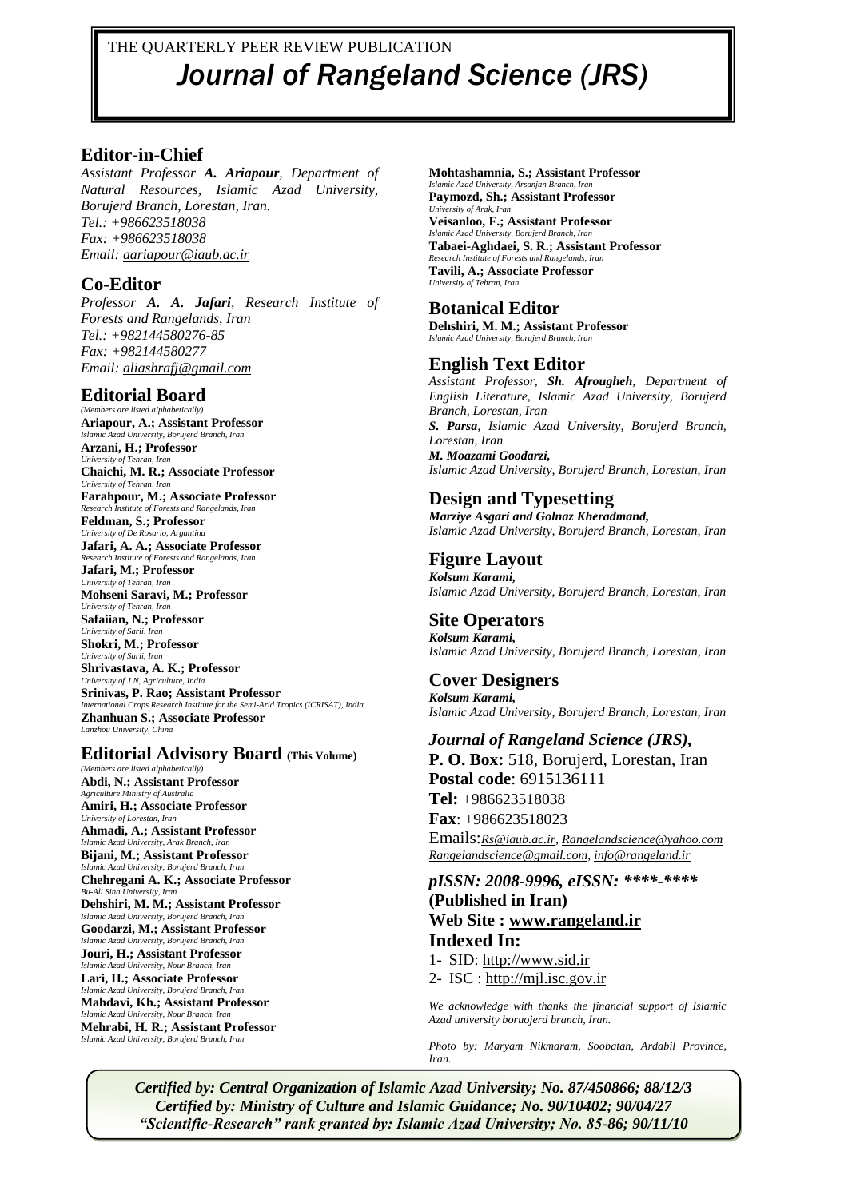THE QUARTERLY PEER REVIEW PUBLICATION

# *Journal of Rangeland Science (JRS)*

## Editor-in-Chief

*Assistant Professor **A. Ariapour**, Department of Natural Resources, Islamic Azad University, Borujerd Branch, Lorestan, Iran.*
*Tel.: +986623518038*
*Fax: +986623518038*
*Email: aariapour@iaub.ac.ir*

## Co-Editor

*Professor **A. A. Jafari**, Research Institute of Forests and Rangelands, Iran*
*Tel.: +982144580276-85*
*Fax: +982144580277*
*Email: aliashrafj@gmail.com*

## Editorial Board

*(Members are listed alphabetically)*

**Ariapour, A.; Assistant Professor**
*Islamic Azad University, Borujerd Branch, Iran*
**Arzani, H.; Professor**
*University of Tehran, Iran*
**Chaichi, M. R.; Associate Professor**
*University of Tehran, Iran*
**Farahpour, M.; Associate Professor**
*Research Institute of Forests and Rangelands, Iran*
**Feldman, S.; Professor**
*University of De Rosario, Argantina*
**Jafari, A. A.; Associate Professor**
*Research Institute of Forests and Rangelands, Iran*
**Jafari, M.; Professor**
*University of Tehran, Iran*
**Mohseni Saravi, M.; Professor**
*University of Tehran, Iran*
**Safaiian, N.; Professor**
*University of Sarii, Iran*
**Shokri, M.; Professor**
*University of Sarii, Iran*
**Shrivastava, A. K.; Professor**
*University of J.N, Agriculture, India*
**Srinivas, P. Rao; Assistant Professor**
*International Crops Research Institute for the Semi-Arid Tropics (ICRISAT), India*
**Zhanhuan S.; Associate Professor**
*Lanzhou University, China*

## Editorial Advisory Board (This Volume)

*(Members are listed alphabetically)*

**Abdi, N.; Assistant Professor**
*Agriculture Ministry of Australia*
**Amiri, H.; Associate Professor**
*University of Lorestan, Iran*
**Ahmadi, A.; Assistant Professor**
*Islamic Azad University, Arak Branch, Iran*
**Bijani, M.; Assistant Professor**
*Islamic Azad University, Borujerd Branch, Iran*
**Chehregani A. K.; Associate Professor**
*Bu-Ali Sina University, Iran*
**Dehshiri, M. M.; Assistant Professor**
*Islamic Azad University, Borujerd Branch, Iran*
**Goodarzi, M.; Assistant Professor**
*Islamic Azad University, Borujerd Branch, Iran*
**Jouri, H.; Assistant Professor**
*Islamic Azad University, Nour Branch, Iran*
**Lari, H.; Associate Professor**
*Islamic Azad University, Borujerd Branch, Iran*
**Mahdavi, Kh.; Assistant Professor**
*Islamic Azad University, Nour Branch, Iran*
**Mehrabi, H. R.; Assistant Professor**
*Islamic Azad University, Borujerd Branch, Iran*
**Mohtashamnia, S.; Assistant Professor**
*Islamic Azad University, Arsanjan Branch, Iran*
**Paymozd, Sh.; Assistant Professor**
*University of Arak, Iran*
**Veisanloo, F.; Assistant Professor**
*Islamic Azad University, Borujerd Branch, Iran*
**Tabaei-Aghdaei, S. R.; Assistant Professor**
*Research Institute of Forests and Rangelands, Iran*
**Tavili, A.; Associate Professor**
*University of Tehran, Iran*

## Botanical Editor

**Dehshiri, M. M.; Assistant Professor**
*Islamic Azad University, Borujerd Branch, Iran*

## English Text Editor

*Assistant Professor, **Sh. Afrougheh**, Department of English Literature, Islamic Azad University, Borujerd Branch, Lorestan, Iran*
***S. Parsa**, Islamic Azad University, Borujerd Branch, Lorestan, Iran*
***M. Moazami Goodarzi,***
*Islamic Azad University, Borujerd Branch, Lorestan, Iran*

## Design and Typesetting

***Marziye Asgari and Golnaz Kheradmand,***
*Islamic Azad University, Borujerd Branch, Lorestan, Iran*

## Figure Layout

***Kolsum Karami,***
*Islamic Azad University, Borujerd Branch, Lorestan, Iran*

## Site Operators

***Kolsum Karami,***
*Islamic Azad University, Borujerd Branch, Lorestan, Iran*

## Cover Designers

***Kolsum Karami,***
*Islamic Azad University, Borujerd Branch, Lorestan, Iran*

***Journal of Rangeland Science (JRS),***
**P. O. Box:** 518, Borujerd, Lorestan, Iran
**Postal code**: 6915136111
**Tel:** +986623518038
**Fax**: +986623518023
Emails: *Rs@iaub.ac.ir, Rangelandscience@yahoo.com Rangelandscience@gmail.com, info@rangeland.ir*

***pISSN: 2008-9996, eISSN: ****-*****
**(Published in Iran)**
**Web Site : www.rangeland.ir**

**Indexed In:**

1- SID: http://www.sid.ir
2- ISC : http://mjl.isc.gov.ir

*We acknowledge with thanks the financial support of Islamic Azad university boruojerd branch, Iran.*

*Photo by: Maryam Nikmaram, Soobatan, Ardabil Province, Iran.*

***Certified by: Central Organization of Islamic Azad University; No. 87/450866; 88/12/3***
***Certified by: Ministry of Culture and Islamic Guidance; No. 90/10402; 90/04/27***
***"Scientific-Research" rank granted by: Islamic Azad University; No. 85-86; 90/11/10***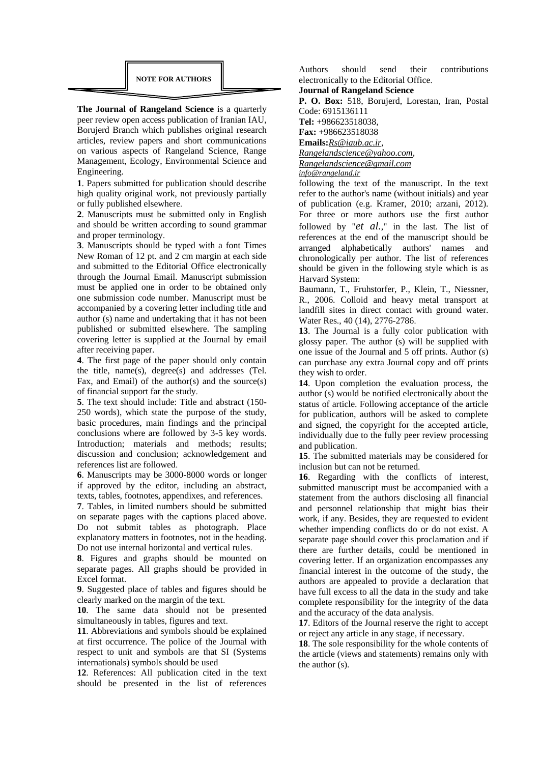## NOTE FOR AUTHORS

**The Journal of Rangeland Science** is a quarterly peer review open access publication of Iranian IAU, Borujerd Branch which publishes original research articles, review papers and short communications on various aspects of Rangeland Science, Range Management, Ecology, Environmental Science and Engineering.

**1**. Papers submitted for publication should describe high quality original work, not previously partially or fully published elsewhere.

**2**. Manuscripts must be submitted only in English and should be written according to sound grammar and proper terminology.

**3**. Manuscripts should be typed with a font Times New Roman of 12 pt. and 2 cm margin at each side and submitted to the Editorial Office electronically through the Journal Email. Manuscript submission must be applied one in order to be obtained only one submission code number. Manuscript must be accompanied by a covering letter including title and author (s) name and undertaking that it has not been published or submitted elsewhere. The sampling covering letter is supplied at the Journal by email after receiving paper.

**4**. The first page of the paper should only contain the title, name(s), degree(s) and addresses (Tel. Fax, and Email) of the author(s) and the source(s) of financial support far the study.

**5**. The text should include: Title and abstract (150-250 words), which state the purpose of the study, basic procedures, main findings and the principal conclusions where are followed by 3-5 key words. Introduction; materials and methods; results; discussion and conclusion; acknowledgement and references list are followed.

**6**. Manuscripts may be 3000-8000 words or longer if approved by the editor, including an abstract, texts, tables, footnotes, appendixes, and references.

**7**. Tables, in limited numbers should be submitted on separate pages with the captions placed above. Do not submit tables as photograph. Place explanatory matters in footnotes, not in the heading. Do not use internal horizontal and vertical rules.

**8**. Figures and graphs should be mounted on separate pages. All graphs should be provided in Excel format.

**9**. Suggested place of tables and figures should be clearly marked on the margin of the text.

**10**. The same data should not be presented simultaneously in tables, figures and text.

**11**. Abbreviations and symbols should be explained at first occurrence. The police of the Journal with respect to unit and symbols are that SI (Systems internationals) symbols should be used

**12**. References: All publication cited in the text should be presented in the list of references following the text of the manuscript. In the text refer to the author's name (without initials) and year of publication (e.g. Kramer, 2010; arzani, 2012). For three or more authors use the first author followed by "*et al.*," in the last. The list of references at the end of the manuscript should be arranged alphabetically authors' names and chronologically per author. The list of references should be given in the following style which is as Harvard System:

Baumann, T., Fruhstorfer, P., Klein, T., Niessner, R., 2006. Colloid and heavy metal transport at landfill sites in direct contact with ground water. Water Res., 40 (14), 2776-2786.

**13**. The Journal is a fully color publication with glossy paper. The author (s) will be supplied with one issue of the Journal and 5 off prints. Author (s) can purchase any extra Journal copy and off prints they wish to order.

**14**. Upon completion the evaluation process, the author (s) would be notified electronically about the status of article. Following acceptance of the article for publication, authors will be asked to complete and signed, the copyright for the accepted article, individually due to the fully peer review processing and publication.

**15**. The submitted materials may be considered for inclusion but can not be returned.

**16**. Regarding with the conflicts of interest, submitted manuscript must be accompanied with a statement from the authors disclosing all financial and personnel relationship that might bias their work, if any. Besides, they are requested to evident whether impending conflicts do or do not exist. A separate page should cover this proclamation and if there are further details, could be mentioned in covering letter. If an organization encompasses any financial interest in the outcome of the study, the authors are appealed to provide a declaration that have full excess to all the data in the study and take complete responsibility for the integrity of the data and the accuracy of the data analysis.

**17**. Editors of the Journal reserve the right to accept or reject any article in any stage, if necessary.

**18**. The sole responsibility for the whole contents of the article (views and statements) remains only with the author (s).

Authors should send their contributions electronically to the Editorial Office.

**Journal of Rangeland Science**

**P. O. Box:** 518, Borujerd, Lorestan, Iran, Postal Code: 6915136111

**Tel:** +986623518038,

**Fax:** +986623518038

**Emails:** Rs@iaub.ac.ir, Rangelandscience@yahoo.com, Rangelandscience@gmail.com

info@rangeland.ir